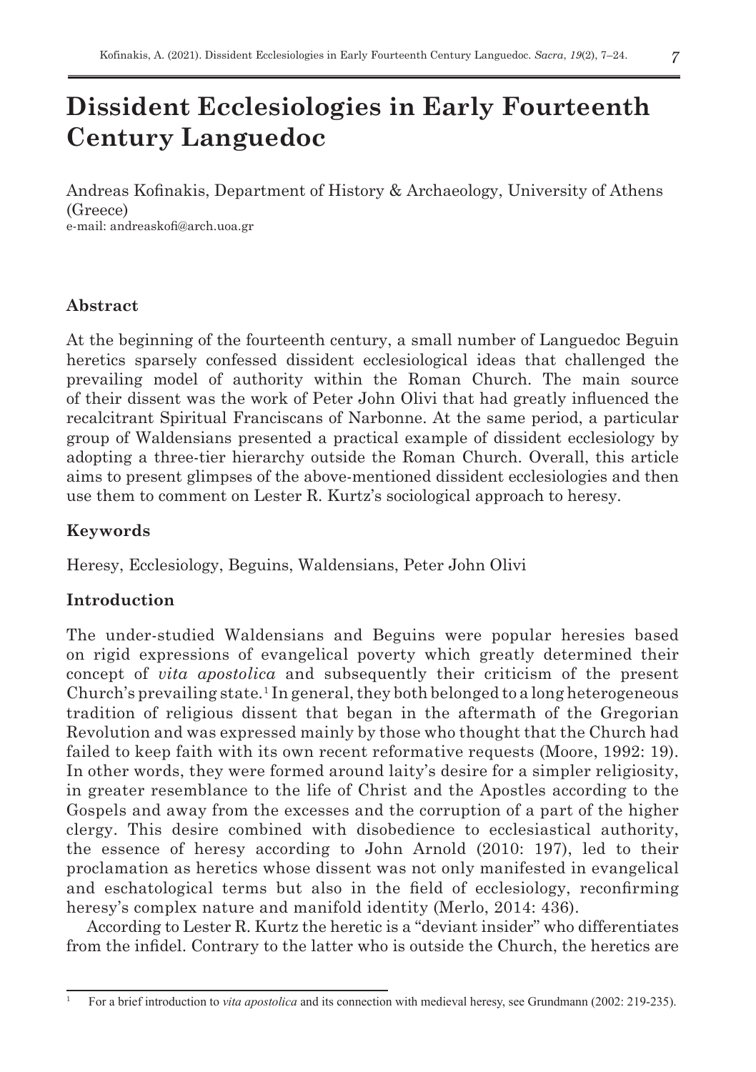# Dissident Ecclesiologies in Early Fourteenth Century Languedoc

Andreas Kofinakis, Department of History & Archaeology, University of Athens (Greece)
e-mail: andreaskofi@arch.uoa.gr

## Abstract

At the beginning of the fourteenth century, a small number of Languedoc Beguin heretics sparsely confessed dissident ecclesiological ideas that challenged the prevailing model of authority within the Roman Church. The main source of their dissent was the work of Peter John Olivi that had greatly influenced the recalcitrant Spiritual Franciscans of Narbonne. At the same period, a particular group of Waldensians presented a practical example of dissident ecclesiology by adopting a three-tier hierarchy outside the Roman Church. Overall, this article aims to present glimpses of the above-mentioned dissident ecclesiologies and then use them to comment on Lester R. Kurtz's sociological approach to heresy.

## Keywords

Heresy, Ecclesiology, Beguins, Waldensians, Peter John Olivi

## Introduction

The under-studied Waldensians and Beguins were popular heresies based on rigid expressions of evangelical poverty which greatly determined their concept of *vita apostolica* and subsequently their criticism of the present Church's prevailing state.[1] In general, they both belonged to a long heterogeneous tradition of religious dissent that began in the aftermath of the Gregorian Revolution and was expressed mainly by those who thought that the Church had failed to keep faith with its own recent reformative requests (Moore, 1992: 19). In other words, they were formed around laity's desire for a simpler religiosity, in greater resemblance to the life of Christ and the Apostles according to the Gospels and away from the excesses and the corruption of a part of the higher clergy. This desire combined with disobedience to ecclesiastical authority, the essence of heresy according to John Arnold (2010: 197), led to their proclamation as heretics whose dissent was not only manifested in evangelical and eschatological terms but also in the field of ecclesiology, reconfirming heresy's complex nature and manifold identity (Merlo, 2014: 436).

According to Lester R. Kurtz the heretic is a "deviant insider" who differentiates from the infidel. Contrary to the latter who is outside the Church, the heretics are

---

[1] For a brief introduction to *vita apostolica* and its connection with medieval heresy, see Grundmann (2002: 219-235).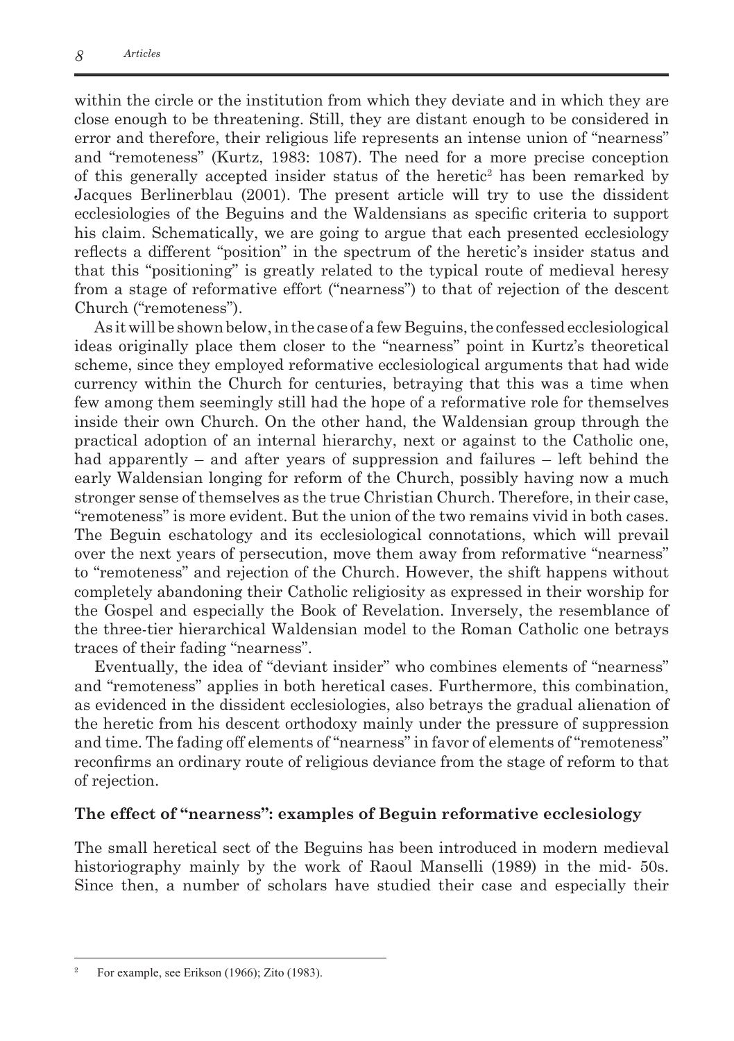within the circle or the institution from which they deviate and in which they are close enough to be threatening. Still, they are distant enough to be considered in error and therefore, their religious life represents an intense union of "nearness" and "remoteness" (Kurtz, 1983: 1087). The need for a more precise conception of this generally accepted insider status of the heretic[2] has been remarked by Jacques Berlinerblau (2001). The present article will try to use the dissident ecclesiologies of the Beguins and the Waldensians as specific criteria to support his claim. Schematically, we are going to argue that each presented ecclesiology reflects a different "position" in the spectrum of the heretic's insider status and that this "positioning" is greatly related to the typical route of medieval heresy from a stage of reformative effort ("nearness") to that of rejection of the descent Church ("remoteness").

As it will be shown below, in the case of a few Beguins, the confessed ecclesiological ideas originally place them closer to the "nearness" point in Kurtz's theoretical scheme, since they employed reformative ecclesiological arguments that had wide currency within the Church for centuries, betraying that this was a time when few among them seemingly still had the hope of a reformative role for themselves inside their own Church. On the other hand, the Waldensian group through the practical adoption of an internal hierarchy, next or against to the Catholic one, had apparently – and after years of suppression and failures – left behind the early Waldensian longing for reform of the Church, possibly having now a much stronger sense of themselves as the true Christian Church. Therefore, in their case, "remoteness" is more evident. But the union of the two remains vivid in both cases. The Beguin eschatology and its ecclesiological connotations, which will prevail over the next years of persecution, move them away from reformative "nearness" to "remoteness" and rejection of the Church. However, the shift happens without completely abandoning their Catholic religiosity as expressed in their worship for the Gospel and especially the Book of Revelation. Inversely, the resemblance of the three-tier hierarchical Waldensian model to the Roman Catholic one betrays traces of their fading "nearness".

Eventually, the idea of "deviant insider" who combines elements of "nearness" and "remoteness" applies in both heretical cases. Furthermore, this combination, as evidenced in the dissident ecclesiologies, also betrays the gradual alienation of the heretic from his descent orthodoxy mainly under the pressure of suppression and time. The fading off elements of "nearness" in favor of elements of "remoteness" reconfirms an ordinary route of religious deviance from the stage of reform to that of rejection.

## The effect of "nearness": examples of Beguin reformative ecclesiology

The small heretical sect of the Beguins has been introduced in modern medieval historiography mainly by the work of Raoul Manselli (1989) in the mid- 50s. Since then, a number of scholars have studied their case and especially their

---

[2] For example, see Erikson (1966); Zito (1983).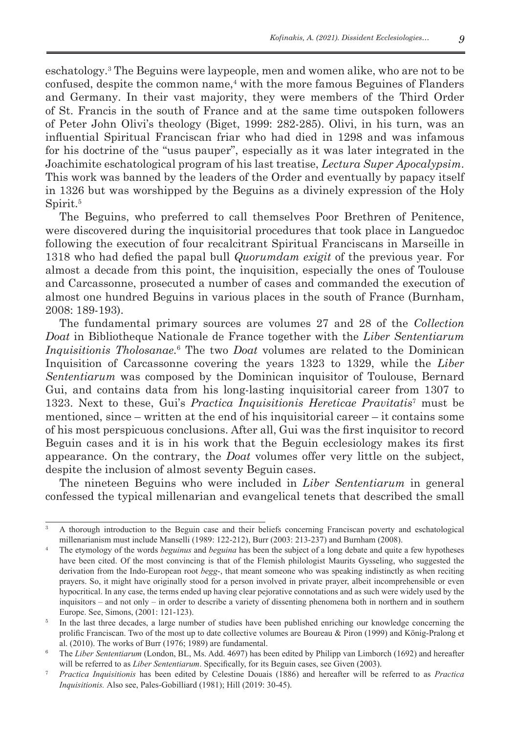eschatology.[3] The Beguins were laypeople, men and women alike, who are not to be confused, despite the common name,[4] with the more famous Beguines of Flanders and Germany. In their vast majority, they were members of the Third Order of St. Francis in the south of France and at the same time outspoken followers of Peter John Olivi's theology (Biget, 1999: 282-285). Olivi, in his turn, was an influential Spiritual Franciscan friar who had died in 1298 and was infamous for his doctrine of the "usus pauper", especially as it was later integrated in the Joachimite eschatological program of his last treatise, *Lectura Super Apocalypsim*. This work was banned by the leaders of the Order and eventually by papacy itself in 1326 but was worshipped by the Beguins as a divinely expression of the Holy Spirit.[5]

The Beguins, who preferred to call themselves Poor Brethren of Penitence, were discovered during the inquisitorial procedures that took place in Languedoc following the execution of four recalcitrant Spiritual Franciscans in Marseille in 1318 who had defied the papal bull *Quorumdam exigit* of the previous year. For almost a decade from this point, the inquisition, especially the ones of Toulouse and Carcassonne, prosecuted a number of cases and commanded the execution of almost one hundred Beguins in various places in the south of France (Burnham, 2008: 189-193).

The fundamental primary sources are volumes 27 and 28 of the *Collection Doat* in Bibliotheque Nationale de France together with the *Liber Sententiarum Inquisitionis Tholosanae*.[6] The two *Doat* volumes are related to the Dominican Inquisition of Carcassonne covering the years 1323 to 1329, while the *Liber Sententiarum* was composed by the Dominican inquisitor of Toulouse, Bernard Gui, and contains data from his long-lasting inquisitorial career from 1307 to 1323. Next to these, Gui's *Practica Inquisitionis Hereticae Pravitatis*[7] must be mentioned, since – written at the end of his inquisitorial career – it contains some of his most perspicuous conclusions. After all, Gui was the first inquisitor to record Beguin cases and it is in his work that the Beguin ecclesiology makes its first appearance. On the contrary, the *Doat* volumes offer very little on the subject, despite the inclusion of almost seventy Beguin cases.

The nineteen Beguins who were included in *Liber Sententiarum* in general confessed the typical millenarian and evangelical tenets that described the small

---

[3] A thorough introduction to the Beguin case and their beliefs concerning Franciscan poverty and eschatological millenarianism must include Manselli (1989: 122-212), Burr (2003: 213-237) and Burnham (2008).

[4] The etymology of the words *beguinus* and *beguina* has been the subject of a long debate and quite a few hypotheses have been cited. Of the most convincing is that of the Flemish philologist Maurits Gysseling, who suggested the derivation from the Indo-European root *begg*-, that meant someone who was speaking indistinctly as when reciting prayers. So, it might have originally stood for a person involved in private prayer, albeit incomprehensible or even hypocritical. In any case, the terms ended up having clear pejorative connotations and as such were widely used by the inquisitors – and not only – in order to describe a variety of dissenting phenomena both in northern and in southern Europe. See, Simons, (2001: 121-123).

[5] In the last three decades, a large number of studies have been published enriching our knowledge concerning the prolific Franciscan. Two of the most up to date collective volumes are Boureau & Piron (1999) and König-Pralong et al. (2010). The works of Burr (1976; 1989) are fundamental.

[6] The *Liber Sententiarum* (London, BL, Ms. Add. 4697) has been edited by Philipp van Limborch (1692) and hereafter will be referred to as *Liber Sententiarum*. Specifically, for its Beguin cases, see Given (2003).

[7] *Practica Inquisitionis* has been edited by Celestine Douais (1886) and hereafter will be referred to as *Practica Inquisitionis.* Also see, Pales-Gobilliard (1981); Hill (2019: 30-45).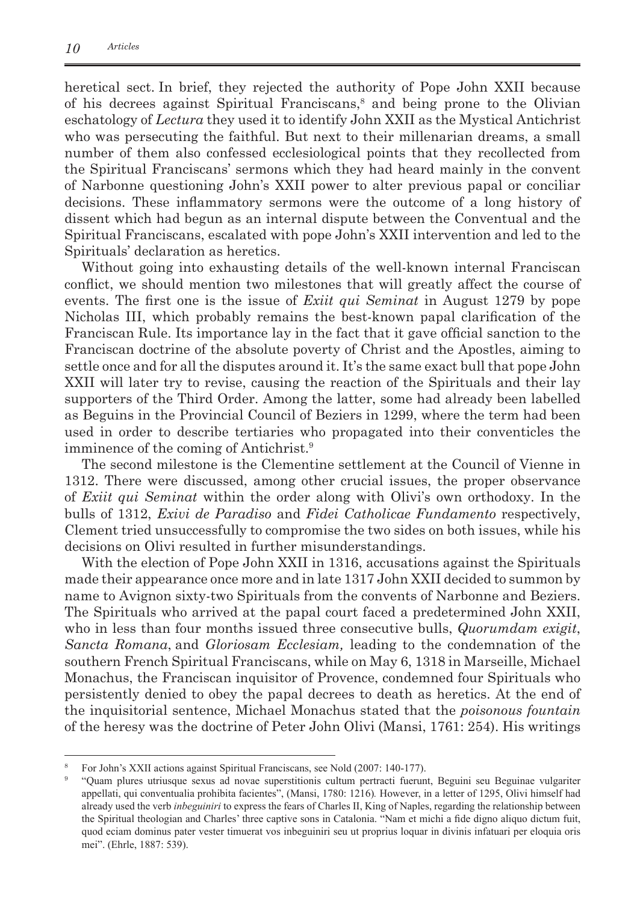heretical sect. In brief, they rejected the authority of Pope John XXII because of his decrees against Spiritual Franciscans,[8] and being prone to the Olivian eschatology of *Lectura* they used it to identify John XXII as the Mystical Antichrist who was persecuting the faithful. But next to their millenarian dreams, a small number of them also confessed ecclesiological points that they recollected from the Spiritual Franciscans' sermons which they had heard mainly in the convent of Narbonne questioning John's XXII power to alter previous papal or conciliar decisions. These inflammatory sermons were the outcome of a long history of dissent which had begun as an internal dispute between the Conventual and the Spiritual Franciscans, escalated with pope John's XXII intervention and led to the Spirituals' declaration as heretics.

Without going into exhausting details of the well-known internal Franciscan conflict, we should mention two milestones that will greatly affect the course of events. The first one is the issue of *Exiit qui Seminat* in August 1279 by pope Nicholas III, which probably remains the best-known papal clarification of the Franciscan Rule. Its importance lay in the fact that it gave official sanction to the Franciscan doctrine of the absolute poverty of Christ and the Apostles, aiming to settle once and for all the disputes around it. It's the same exact bull that pope John XXII will later try to revise, causing the reaction of the Spirituals and their lay supporters of the Third Order. Among the latter, some had already been labelled as Beguins in the Provincial Council of Beziers in 1299, where the term had been used in order to describe tertiaries who propagated into their conventicles the imminence of the coming of Antichrist.[9]

The second milestone is the Clementine settlement at the Council of Vienne in 1312. There were discussed, among other crucial issues, the proper observance of *Exiit qui Seminat* within the order along with Olivi's own orthodoxy. In the bulls of 1312, *Exivi de Paradiso* and *Fidei Catholicae Fundamento* respectively, Clement tried unsuccessfully to compromise the two sides on both issues, while his decisions on Olivi resulted in further misunderstandings.

With the election of Pope John XXII in 1316, accusations against the Spirituals made their appearance once more and in late 1317 John XXII decided to summon by name to Avignon sixty-two Spirituals from the convents of Narbonne and Beziers. The Spirituals who arrived at the papal court faced a predetermined John XXII, who in less than four months issued three consecutive bulls, *Quorumdam exigit*, *Sancta Romana*, and *Gloriosam Ecclesiam,* leading to the condemnation of the southern French Spiritual Franciscans, while on May 6, 1318 in Marseille, Michael Monachus, the Franciscan inquisitor of Provence, condemned four Spirituals who persistently denied to obey the papal decrees to death as heretics. At the end of the inquisitorial sentence, Michael Monachus stated that the *poisonous fountain* of the heresy was the doctrine of Peter John Olivi (Mansi, 1761: 254). His writings

---

[8] For John's XXII actions against Spiritual Franciscans, see Nold (2007: 140-177).

[9] "Quam plures utriusque sexus ad novae superstitionis cultum pertracti fuerunt, Beguini seu Beguinae vulgariter appellati, qui conventualia prohibita facientes", (Mansi, 1780: 1216)*.* However, in a letter of 1295, Olivi himself had already used the verb *inbeguiniri* to express the fears of Charles II, King of Naples, regarding the relationship between the Spiritual theologian and Charles' three captive sons in Catalonia. "Nam et michi a fide digno aliquo dictum fuit, quod eciam dominus pater vester timuerat vos inbeguiniri seu ut proprius loquar in divinis infatuari per eloquia oris mei". (Ehrle, 1887: 539).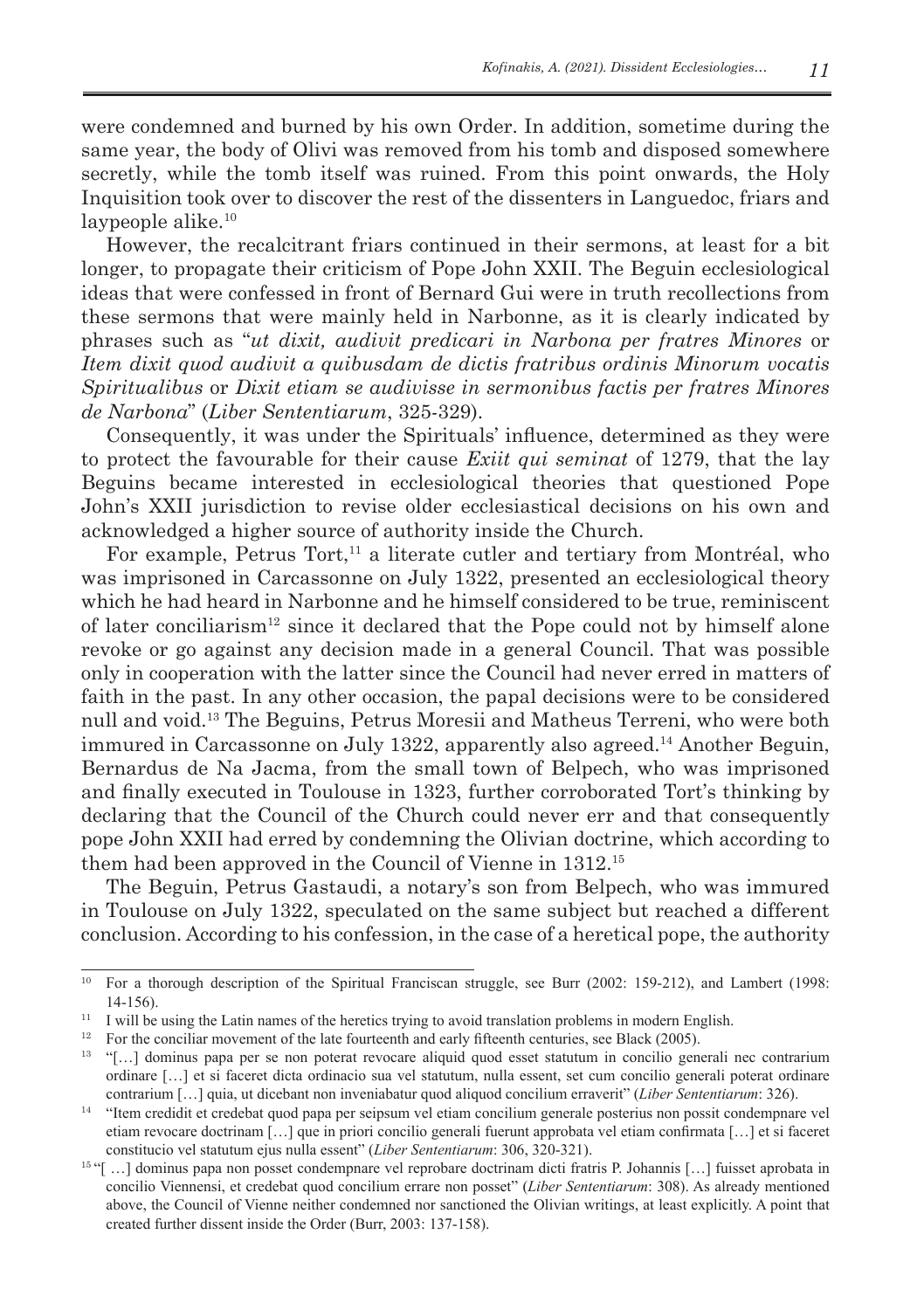were condemned and burned by his own Order. In addition, sometime during the same year, the body of Olivi was removed from his tomb and disposed somewhere secretly, while the tomb itself was ruined. From this point onwards, the Holy Inquisition took over to discover the rest of the dissenters in Languedoc, friars and laypeople alike.[10]

However, the recalcitrant friars continued in their sermons, at least for a bit longer, to propagate their criticism of Pope John XXII. The Beguin ecclesiological ideas that were confessed in front of Bernard Gui were in truth recollections from these sermons that were mainly held in Narbonne, as it is clearly indicated by phrases such as "*ut dixit, audivit predicari in Narbona per fratres Minores* or *Item dixit quod audivit a quibusdam de dictis fratribus ordinis Minorum vocatis Spiritualibus* or *Dixit etiam se audivisse in sermonibus factis per fratres Minores de Narbona*" (*Liber Sententiarum*, 325-329).

Consequently, it was under the Spirituals' influence, determined as they were to protect the favourable for their cause *Exiit qui seminat* of 1279, that the lay Beguins became interested in ecclesiological theories that questioned Pope John's XXII jurisdiction to revise older ecclesiastical decisions on his own and acknowledged a higher source of authority inside the Church.

For example, Petrus Tort,[11] a literate cutler and tertiary from Montréal, who was imprisoned in Carcassonne on July 1322, presented an ecclesiological theory which he had heard in Narbonne and he himself considered to be true, reminiscent of later conciliarism[12] since it declared that the Pope could not by himself alone revoke or go against any decision made in a general Council. That was possible only in cooperation with the latter since the Council had never erred in matters of faith in the past. In any other occasion, the papal decisions were to be considered null and void.[13] The Beguins, Petrus Moresii and Matheus Terreni, who were both immured in Carcassonne on July 1322, apparently also agreed.[14] Another Beguin, Bernardus de Na Jacma, from the small town of Belpech, who was imprisoned and finally executed in Toulouse in 1323, further corroborated Tort's thinking by declaring that the Council of the Church could never err and that consequently pope John XXII had erred by condemning the Olivian doctrine, which according to them had been approved in the Council of Vienne in 1312.[15]

The Beguin, Petrus Gastaudi, a notary's son from Belpech, who was immured in Toulouse on July 1322, speculated on the same subject but reached a different conclusion. According to his confession, in the case of a heretical pope, the authority

---

[10] For a thorough description of the Spiritual Franciscan struggle, see Burr (2002: 159-212), and Lambert (1998: 14-156).

[11] I will be using the Latin names of the heretics trying to avoid translation problems in modern English.

[12] For the conciliar movement of the late fourteenth and early fifteenth centuries, see Black (2005).

[13] "[…] dominus papa per se non poterat revocare aliquid quod esset statutum in concilio generali nec contrarium ordinare […] et si faceret dicta ordinacio sua vel statutum, nulla essent, set cum concilio generali poterat ordinare contrarium […] quia, ut dicebant non inveniabatur quod aliquod concilium erraverit" (*Liber Sententiarum*: 326).

[14] "Item credidit et credebat quod papa per seipsum vel etiam concilium generale posterius non possit condempnare vel etiam revocare doctrinam […] que in priori concilio generali fuerunt approbata vel etiam confirmata […] et si faceret constitucio vel statutum ejus nulla essent" (*Liber Sententiarum*: 306, 320-321).

[15] "[ …] dominus papa non posset condempnare vel reprobare doctrinam dicti fratris P. Johannis […] fuisset aprobata in concilio Viennensi, et credebat quod concilium errare non posset" (*Liber Sententiarum*: 308). As already mentioned above, the Council of Vienne neither condemned nor sanctioned the Olivian writings, at least explicitly. A point that created further dissent inside the Order (Burr, 2003: 137-158).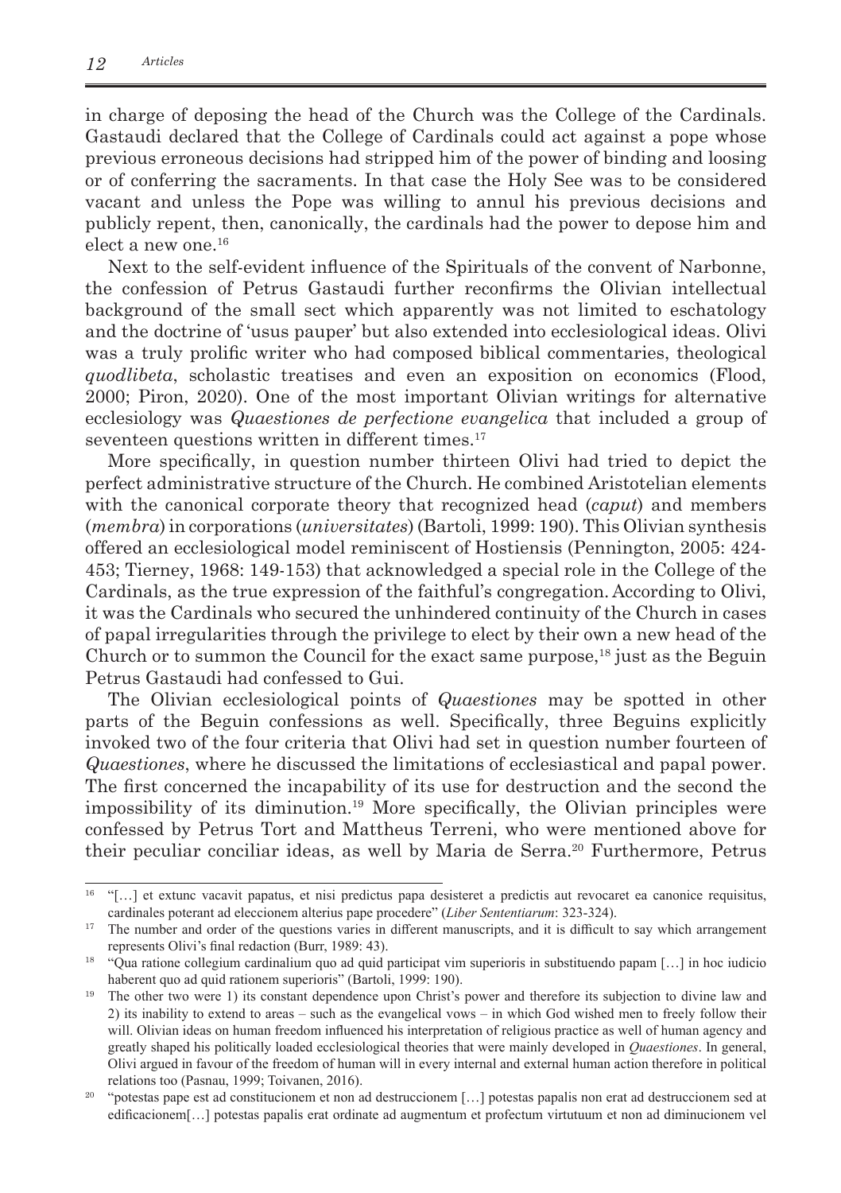in charge of deposing the head of the Church was the College of the Cardinals. Gastaudi declared that the College of Cardinals could act against a pope whose previous erroneous decisions had stripped him of the power of binding and loosing or of conferring the sacraments. In that case the Holy See was to be considered vacant and unless the Pope was willing to annul his previous decisions and publicly repent, then, canonically, the cardinals had the power to depose him and elect a new one.[16]

Next to the self-evident influence of the Spirituals of the convent of Narbonne, the confession of Petrus Gastaudi further reconfirms the Olivian intellectual background of the small sect which apparently was not limited to eschatology and the doctrine of 'usus pauper' but also extended into ecclesiological ideas. Olivi was a truly prolific writer who had composed biblical commentaries, theological *quodlibeta*, scholastic treatises and even an exposition on economics (Flood, 2000; Piron, 2020). One of the most important Olivian writings for alternative ecclesiology was *Quaestiones de perfectione evangelica* that included a group of seventeen questions written in different times.[17]

More specifically, in question number thirteen Olivi had tried to depict the perfect administrative structure of the Church. He combined Aristotelian elements with the canonical corporate theory that recognized head (*caput*) and members (*membra*) in corporations (*universitates*) (Bartoli, 1999: 190). This Olivian synthesis offered an ecclesiological model reminiscent of Hostiensis (Pennington, 2005: 424-453; Tierney, 1968: 149-153) that acknowledged a special role in the College of the Cardinals, as the true expression of the faithful's congregation. According to Olivi, it was the Cardinals who secured the unhindered continuity of the Church in cases of papal irregularities through the privilege to elect by their own a new head of the Church or to summon the Council for the exact same purpose,[18] just as the Beguin Petrus Gastaudi had confessed to Gui.

The Olivian ecclesiological points of *Quaestiones* may be spotted in other parts of the Beguin confessions as well. Specifically, three Beguins explicitly invoked two of the four criteria that Olivi had set in question number fourteen of *Quaestiones*, where he discussed the limitations of ecclesiastical and papal power. The first concerned the incapability of its use for destruction and the second the impossibility of its diminution.[19] More specifically, the Olivian principles were confessed by Petrus Tort and Mattheus Terreni, who were mentioned above for their peculiar conciliar ideas, as well by Maria de Serra.[20] Furthermore, Petrus

---

[16] "[…] et extunc vacavit papatus, et nisi predictus papa desisteret a predictis aut revocaret ea canonice requisitus, cardinales poterant ad eleccionem alterius pape procedere" (*Liber Sententiarum*: 323-324).

[17] The number and order of the questions varies in different manuscripts, and it is difficult to say which arrangement represents Olivi's final redaction (Burr, 1989: 43).

[18] "Qua ratione collegium cardinalium quo ad quid participat vim superioris in substituendo papam […] in hoc iudicio haberent quo ad quid rationem superioris" (Bartoli, 1999: 190).

[19] The other two were 1) its constant dependence upon Christ's power and therefore its subjection to divine law and 2) its inability to extend to areas – such as the evangelical vows – in which God wished men to freely follow their will. Olivian ideas on human freedom influenced his interpretation of religious practice as well of human agency and greatly shaped his politically loaded ecclesiological theories that were mainly developed in *Quaestiones*. In general, Olivi argued in favour of the freedom of human will in every internal and external human action therefore in political relations too (Pasnau, 1999; Toivanen, 2016).

[20] "potestas pape est ad constitucionem et non ad destruccionem […] potestas papalis non erat ad destruccionem sed at edificacionem[…] potestas papalis erat ordinate ad augmentum et profectum virtutuum et non ad diminucionem vel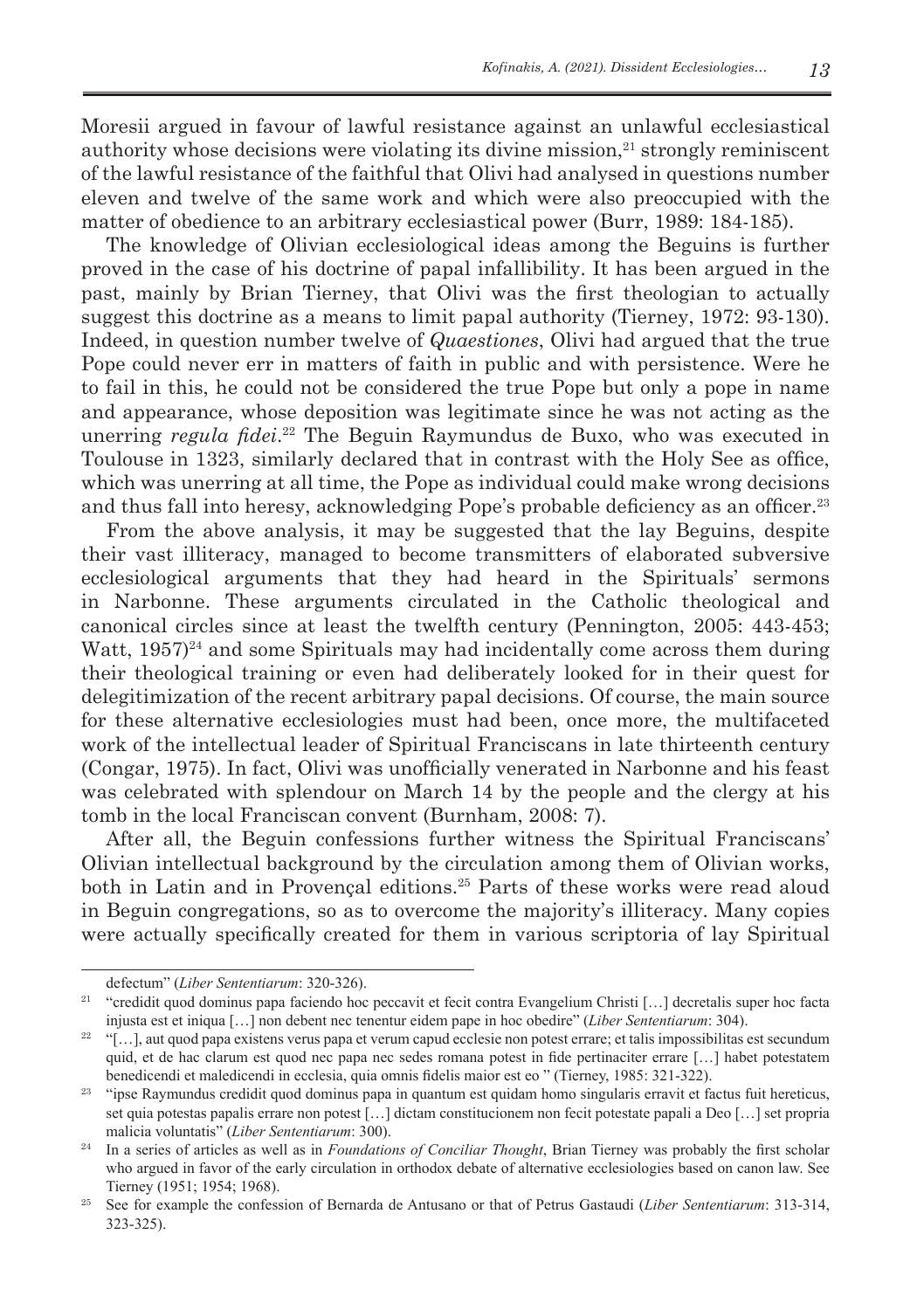Moresii argued in favour of lawful resistance against an unlawful ecclesiastical authority whose decisions were violating its divine mission,[21] strongly reminiscent of the lawful resistance of the faithful that Olivi had analysed in questions number eleven and twelve of the same work and which were also preoccupied with the matter of obedience to an arbitrary ecclesiastical power (Burr, 1989: 184-185).

The knowledge of Olivian ecclesiological ideas among the Beguins is further proved in the case of his doctrine of papal infallibility. It has been argued in the past, mainly by Brian Tierney, that Olivi was the first theologian to actually suggest this doctrine as a means to limit papal authority (Tierney, 1972: 93-130). Indeed, in question number twelve of *Quaestiones*, Olivi had argued that the true Pope could never err in matters of faith in public and with persistence. Were he to fail in this, he could not be considered the true Pope but only a pope in name and appearance, whose deposition was legitimate since he was not acting as the unerring *regula fidei*.[22] The Beguin Raymundus de Buxo, who was executed in Toulouse in 1323, similarly declared that in contrast with the Holy See as office, which was unerring at all time, the Pope as individual could make wrong decisions and thus fall into heresy, acknowledging Pope's probable deficiency as an officer.[23]

From the above analysis, it may be suggested that the lay Beguins, despite their vast illiteracy, managed to become transmitters of elaborated subversive ecclesiological arguments that they had heard in the Spirituals' sermons in Narbonne. These arguments circulated in the Catholic theological and canonical circles since at least the twelfth century (Pennington, 2005: 443-453; Watt, 1957)[24] and some Spirituals may had incidentally come across them during their theological training or even had deliberately looked for in their quest for delegitimization of the recent arbitrary papal decisions. Of course, the main source for these alternative ecclesiologies must had been, once more, the multifaceted work of the intellectual leader of Spiritual Franciscans in late thirteenth century (Congar, 1975). In fact, Olivi was unofficially venerated in Narbonne and his feast was celebrated with splendour on March 14 by the people and the clergy at his tomb in the local Franciscan convent (Burnham, 2008: 7).

After all, the Beguin confessions further witness the Spiritual Franciscans' Olivian intellectual background by the circulation among them of Olivian works, both in Latin and in Provençal editions.[25] Parts of these works were read aloud in Beguin congregations, so as to overcome the majority's illiteracy. Many copies were actually specifically created for them in various scriptoria of lay Spiritual

---

defectum" (*Liber Sententiarum*: 320-326).

[21] "credidit quod dominus papa faciendo hoc peccavit et fecit contra Evangelium Christi […] decretalis super hoc facta injusta est et iniqua […] non debent nec tenentur eidem pape in hoc obedire" (*Liber Sententiarum*: 304).

[22] "[…], aut quod papa existens verus papa et verum capud ecclesie non potest errare; et talis impossibilitas est secundum quid, et de hac clarum est quod nec papa nec sedes romana potest in fide pertinaciter errare […] habet potestatem benedicendi et maledicendi in ecclesia, quia omnis fidelis maior est eo " (Tierney, 1985: 321-322).

[23] "ipse Raymundus credidit quod dominus papa in quantum est quidam homo singularis erravit et factus fuit hereticus, set quia potestas papalis errare non potest […] dictam constitucionem non fecit potestate papali a Deo […] set propria malicia voluntatis" (*Liber Sententiarum*: 300).

[24] In a series of articles as well as in *Foundations of Conciliar Thought*, Brian Tierney was probably the first scholar who argued in favor of the early circulation in orthodox debate of alternative ecclesiologies based on canon law. See Tierney (1951; 1954; 1968).

[25] See for example the confession of Bernarda de Antusano or that of Petrus Gastaudi (*Liber Sententiarum*: 313-314, 323-325).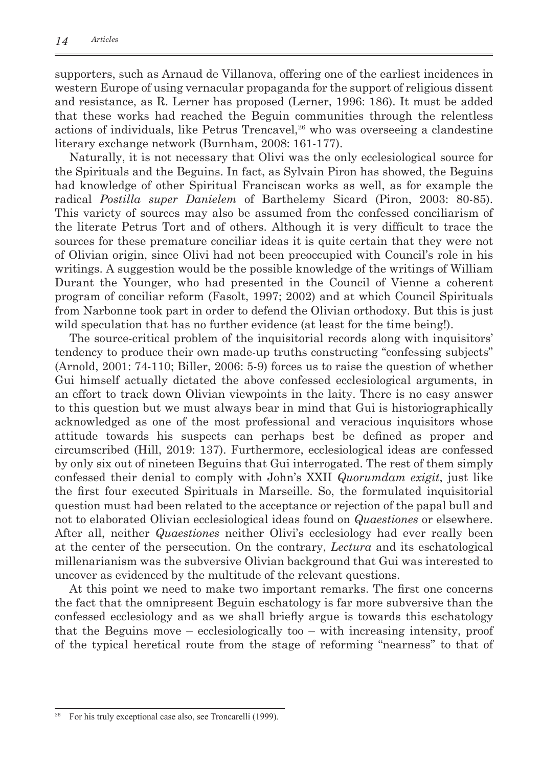supporters, such as Arnaud de Villanova, offering one of the earliest incidences in western Europe of using vernacular propaganda for the support of religious dissent and resistance, as R. Lerner has proposed (Lerner, 1996: 186). It must be added that these works had reached the Beguin communities through the relentless actions of individuals, like Petrus Trencavel,[26] who was overseeing a clandestine literary exchange network (Burnham, 2008: 161-177).

Naturally, it is not necessary that Olivi was the only ecclesiological source for the Spirituals and the Beguins. In fact, as Sylvain Piron has showed, the Beguins had knowledge of other Spiritual Franciscan works as well, as for example the radical *Postilla super Danielem* of Barthelemy Sicard (Piron, 2003: 80-85). This variety of sources may also be assumed from the confessed conciliarism of the literate Petrus Tort and of others. Although it is very difficult to trace the sources for these premature conciliar ideas it is quite certain that they were not of Olivian origin, since Olivi had not been preoccupied with Council's role in his writings. A suggestion would be the possible knowledge of the writings of William Durant the Younger, who had presented in the Council of Vienne a coherent program of conciliar reform (Fasolt, 1997; 2002) and at which Council Spirituals from Narbonne took part in order to defend the Olivian orthodoxy. But this is just wild speculation that has no further evidence (at least for the time being!).

The source-critical problem of the inquisitorial records along with inquisitors' tendency to produce their own made-up truths constructing "confessing subjects" (Arnold, 2001: 74-110; Biller, 2006: 5-9) forces us to raise the question of whether Gui himself actually dictated the above confessed ecclesiological arguments, in an effort to track down Olivian viewpoints in the laity. There is no easy answer to this question but we must always bear in mind that Gui is historiographically acknowledged as one of the most professional and veracious inquisitors whose attitude towards his suspects can perhaps best be defined as proper and circumscribed (Hill, 2019: 137). Furthermore, ecclesiological ideas are confessed by only six out of nineteen Beguins that Gui interrogated. The rest of them simply confessed their denial to comply with John's XXII *Quorumdam exigit*, just like the first four executed Spirituals in Marseille. So, the formulated inquisitorial question must had been related to the acceptance or rejection of the papal bull and not to elaborated Olivian ecclesiological ideas found on *Quaestiones* or elsewhere. After all, neither *Quaestiones* neither Olivi's ecclesiology had ever really been at the center of the persecution. On the contrary, *Lectura* and its eschatological millenarianism was the subversive Olivian background that Gui was interested to uncover as evidenced by the multitude of the relevant questions.

At this point we need to make two important remarks. The first one concerns the fact that the omnipresent Beguin eschatology is far more subversive than the confessed ecclesiology and as we shall briefly argue is towards this eschatology that the Beguins move – ecclesiologically too – with increasing intensity, proof of the typical heretical route from the stage of reforming "nearness" to that of

---

[26] For his truly exceptional case also, see Troncarelli (1999).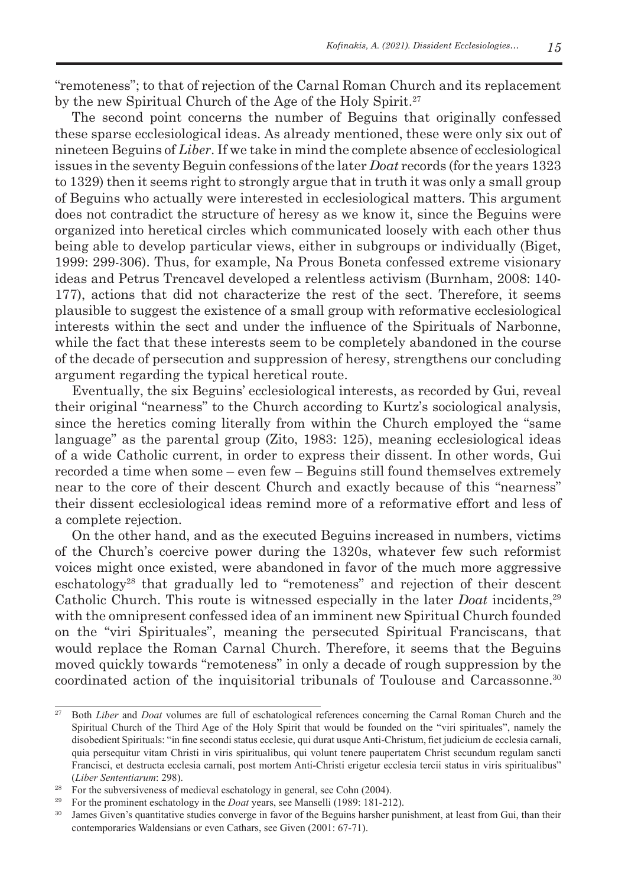"remoteness"; to that of rejection of the Carnal Roman Church and its replacement by the new Spiritual Church of the Age of the Holy Spirit.[27]

The second point concerns the number of Beguins that originally confessed these sparse ecclesiological ideas. As already mentioned, these were only six out of nineteen Beguins of *Liber*. If we take in mind the complete absence of ecclesiological issues in the seventy Beguin confessions of the later *Doat* records (for the years 1323 to 1329) then it seems right to strongly argue that in truth it was only a small group of Beguins who actually were interested in ecclesiological matters. This argument does not contradict the structure of heresy as we know it, since the Beguins were organized into heretical circles which communicated loosely with each other thus being able to develop particular views, either in subgroups or individually (Biget, 1999: 299-306). Thus, for example, Na Prous Boneta confessed extreme visionary ideas and Petrus Trencavel developed a relentless activism (Burnham, 2008: 140-177), actions that did not characterize the rest of the sect. Therefore, it seems plausible to suggest the existence of a small group with reformative ecclesiological interests within the sect and under the influence of the Spirituals of Narbonne, while the fact that these interests seem to be completely abandoned in the course of the decade of persecution and suppression of heresy, strengthens our concluding argument regarding the typical heretical route.

Eventually, the six Beguins' ecclesiological interests, as recorded by Gui, reveal their original "nearness" to the Church according to Kurtz's sociological analysis, since the heretics coming literally from within the Church employed the "same language" as the parental group (Zito, 1983: 125), meaning ecclesiological ideas of a wide Catholic current, in order to express their dissent. In other words, Gui recorded a time when some – even few – Beguins still found themselves extremely near to the core of their descent Church and exactly because of this "nearness" their dissent ecclesiological ideas remind more of a reformative effort and less of a complete rejection.

On the other hand, and as the executed Beguins increased in numbers, victims of the Church's coercive power during the 1320s, whatever few such reformist voices might once existed, were abandoned in favor of the much more aggressive eschatology[28] that gradually led to "remoteness" and rejection of their descent Catholic Church. This route is witnessed especially in the later *Doat* incidents,[29] with the omnipresent confessed idea of an imminent new Spiritual Church founded on the "viri Spirituales", meaning the persecuted Spiritual Franciscans, that would replace the Roman Carnal Church. Therefore, it seems that the Beguins moved quickly towards "remoteness" in only a decade of rough suppression by the coordinated action of the inquisitorial tribunals of Toulouse and Carcassonne.[30]

---

[27] Both *Liber* and *Doat* volumes are full of eschatological references concerning the Carnal Roman Church and the Spiritual Church of the Third Age of the Holy Spirit that would be founded on the "viri spirituales", namely the disobedient Spirituals: "in fine secondi status ecclesie, qui durat usque Anti-Christum, fiet judicium de ecclesia carnali, quia persequitur vitam Christi in viris spiritualibus, qui volunt tenere paupertatem Christ secundum regulam sancti Francisci, et destructa ecclesia carnali, post mortem Anti-Christi erigetur ecclesia tercii status in viris spiritualibus" (*Liber Sententiarum*: 298).

[28] For the subversiveness of medieval eschatology in general, see Cohn (2004).

[29] For the prominent eschatology in the *Doat* years, see Manselli (1989: 181-212).

[30] James Given's quantitative studies converge in favor of the Beguins harsher punishment, at least from Gui, than their contemporaries Waldensians or even Cathars, see Given (2001: 67-71).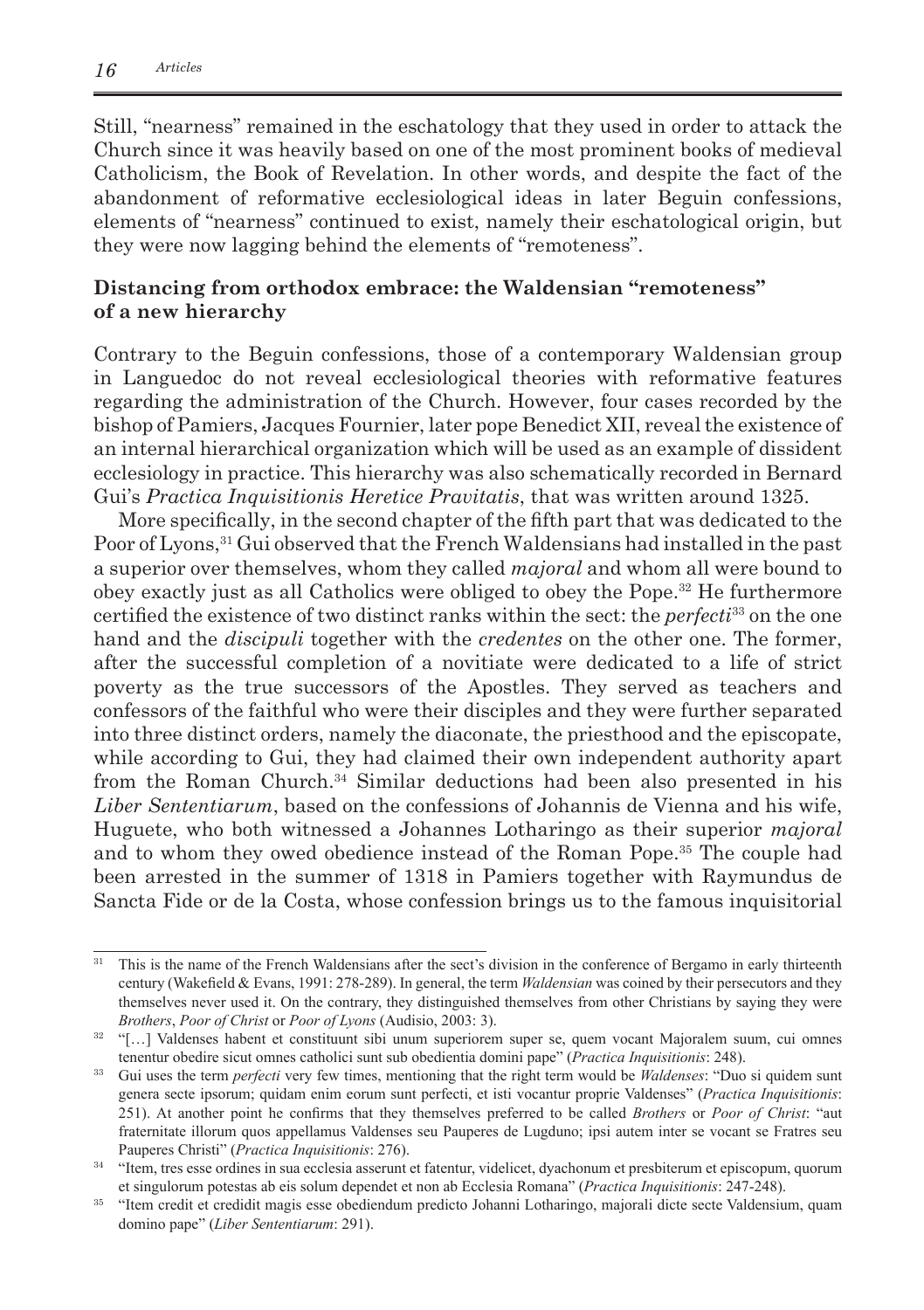Still, "nearness" remained in the eschatology that they used in order to attack the Church since it was heavily based on one of the most prominent books of medieval Catholicism, the Book of Revelation. In other words, and despite the fact of the abandonment of reformative ecclesiological ideas in later Beguin confessions, elements of "nearness" continued to exist, namely their eschatological origin, but they were now lagging behind the elements of "remoteness".

## Distancing from orthodox embrace: the Waldensian "remoteness" of a new hierarchy

Contrary to the Beguin confessions, those of a contemporary Waldensian group in Languedoc do not reveal ecclesiological theories with reformative features regarding the administration of the Church. However, four cases recorded by the bishop of Pamiers, Jacques Fournier, later pope Benedict XII, reveal the existence of an internal hierarchical organization which will be used as an example of dissident ecclesiology in practice. This hierarchy was also schematically recorded in Bernard Gui's *Practica Inquisitionis Heretice Pravitatis*, that was written around 1325.

More specifically, in the second chapter of the fifth part that was dedicated to the Poor of Lyons,[31] Gui observed that the French Waldensians had installed in the past a superior over themselves, whom they called *majoral* and whom all were bound to obey exactly just as all Catholics were obliged to obey the Pope.[32] He furthermore certified the existence of two distinct ranks within the sect: the *perfecti*[33] on the one hand and the *discipuli* together with the *credentes* on the other one. The former, after the successful completion of a novitiate were dedicated to a life of strict poverty as the true successors of the Apostles. They served as teachers and confessors of the faithful who were their disciples and they were further separated into three distinct orders, namely the diaconate, the priesthood and the episcopate, while according to Gui, they had claimed their own independent authority apart from the Roman Church.[34] Similar deductions had been also presented in his *Liber Sententiarum*, based on the confessions of Johannis de Vienna and his wife, Huguete, who both witnessed a Johannes Lotharingo as their superior *majoral* and to whom they owed obedience instead of the Roman Pope.[35] The couple had been arrested in the summer of 1318 in Pamiers together with Raymundus de Sancta Fide or de la Costa, whose confession brings us to the famous inquisitorial

---

[31] This is the name of the French Waldensians after the sect's division in the conference of Bergamo in early thirteenth century (Wakefield & Evans, 1991: 278-289). In general, the term *Waldensian* was coined by their persecutors and they themselves never used it. On the contrary, they distinguished themselves from other Christians by saying they were *Brothers*, *Poor of Christ* or *Poor of Lyons* (Audisio, 2003: 3).

[32] "[…] Valdenses habent et constituunt sibi unum superiorem super se, quem vocant Majoralem suum, cui omnes tenentur obedire sicut omnes catholici sunt sub obedientia domini pape" (*Practica Inquisitionis*: 248).

[33] Gui uses the term *perfecti* very few times, mentioning that the right term would be *Waldenses*: "Duo si quidem sunt genera secte ipsorum; quidam enim eorum sunt perfecti, et isti vocantur proprie Valdenses" (*Practica Inquisitionis*: 251). At another point he confirms that they themselves preferred to be called *Brothers* or *Poor of Christ*: "aut fraternitate illorum quos appellamus Valdenses seu Pauperes de Lugduno; ipsi autem inter se vocant se Fratres seu Pauperes Christi" (*Practica Inquisitionis*: 276).

[34] "Item, tres esse ordines in sua ecclesia asserunt et fatentur, videlicet, dyachonum et presbiterum et episcopum, quorum et singulorum potestas ab eis solum dependet et non ab Ecclesia Romana" (*Practica Inquisitionis*: 247-248).

[35] "Item credit et credidit magis esse obediendum predicto Johanni Lotharingo, majorali dicte secte Valdensium, quam domino pape" (*Liber Sententiarum*: 291).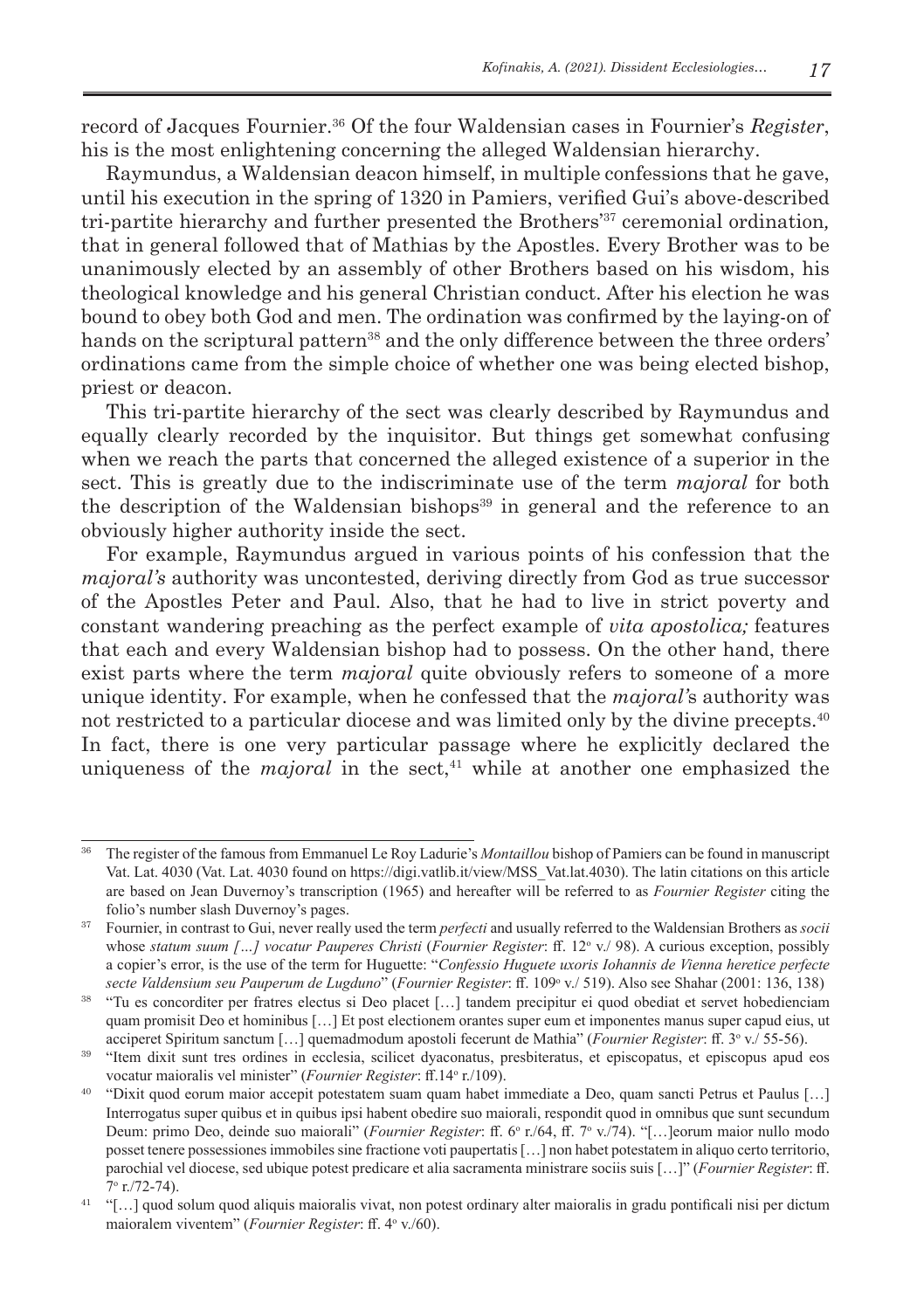record of Jacques Fournier.[36] Of the four Waldensian cases in Fournier's *Register*, his is the most enlightening concerning the alleged Waldensian hierarchy.

Raymundus, a Waldensian deacon himself, in multiple confessions that he gave, until his execution in the spring of 1320 in Pamiers, verified Gui's above-described tri-partite hierarchy and further presented the Brothers'[37] ceremonial ordination*,* that in general followed that of Mathias by the Apostles. Every Brother was to be unanimously elected by an assembly of other Brothers based on his wisdom, his theological knowledge and his general Christian conduct. After his election he was bound to obey both God and men. The ordination was confirmed by the laying-on of hands on the scriptural pattern[38] and the only difference between the three orders' ordinations came from the simple choice of whether one was being elected bishop, priest or deacon.

This tri-partite hierarchy of the sect was clearly described by Raymundus and equally clearly recorded by the inquisitor. But things get somewhat confusing when we reach the parts that concerned the alleged existence of a superior in the sect. This is greatly due to the indiscriminate use of the term *majoral* for both the description of the Waldensian bishops[39] in general and the reference to an obviously higher authority inside the sect.

For example, Raymundus argued in various points of his confession that the *majoral's* authority was uncontested, deriving directly from God as true successor of the Apostles Peter and Paul. Also, that he had to live in strict poverty and constant wandering preaching as the perfect example of *vita apostolica;* features that each and every Waldensian bishop had to possess. On the other hand, there exist parts where the term *majoral* quite obviously refers to someone of a more unique identity. For example, when he confessed that the *majoral'*s authority was not restricted to a particular diocese and was limited only by the divine precepts.[40] In fact, there is one very particular passage where he explicitly declared the uniqueness of the *majoral* in the sect,[41] while at another one emphasized the

---

[36] The register of the famous from Emmanuel Le Roy Ladurie's *Montaillou* bishop of Pamiers can be found in manuscript Vat. Lat. 4030 (Vat. Lat. 4030 found on https://digi.vatlib.it/view/MSS_Vat.lat.4030). The latin citations on this article are based on Jean Duvernoy's transcription (1965) and hereafter will be referred to as *Fournier Register* citing the folio's number slash Duvernoy's pages.

[37] Fournier, in contrast to Gui, never really used the term *perfecti* and usually referred to the Waldensian Brothers as *socii* whose *statum suum [...] vocatur Pauperes Christi* (*Fournier Register*: ff. 12º v./ 98). A curious exception, possibly a copier's error, is the use of the term for Huguette: "*Confessio Huguete uxoris Iohannis de Vienna heretice perfecte secte Valdensium seu Pauperum de Lugduno*" (*Fournier Register*: ff. 109º v./ 519). Also see Shahar (2001: 136, 138)

[38] "Tu es concorditer per fratres electus si Deo placet […] tandem precipitur ei quod obediat et servet hobedienciam quam promisit Deo et hominibus […] Et post electionem orantes super eum et imponentes manus super capud eius, ut acciperet Spiritum sanctum […] quemadmodum apostoli fecerunt de Mathia" (*Fournier Register*: ff. 3º v./ 55-56).

[39] "Item dixit sunt tres ordines in ecclesia, scilicet dyaconatus, presbiteratus, et episcopatus, et episcopus apud eos vocatur maioralis vel minister" (*Fournier Register*: ff.14º r./109).

[40] "Dixit quod eorum maior accepit potestatem suam quam habet immediate a Deo, quam sancti Petrus et Paulus […] Interrogatus super quibus et in quibus ipsi habent obedire suo maiorali, respondit quod in omnibus que sunt secundum Deum: primo Deo, deinde suo maiorali" (*Fournier Register*: ff. 6º r./64, ff. 7º v./74). "[…]eorum maior nullo modo posset tenere possessiones immobiles sine fractione voti paupertatis […] non habet potestatem in aliquo certo territorio, parochial vel diocese, sed ubique potest predicare et alia sacramenta ministrare sociis suis […]" (*Fournier Register*: ff. 7º r./72-74).

[41] "[…] quod solum quod aliquis maioralis vivat, non potest ordinary alter maioralis in gradu pontificali nisi per dictum maioralem viventem" (*Fournier Register*: ff. 4º v./60).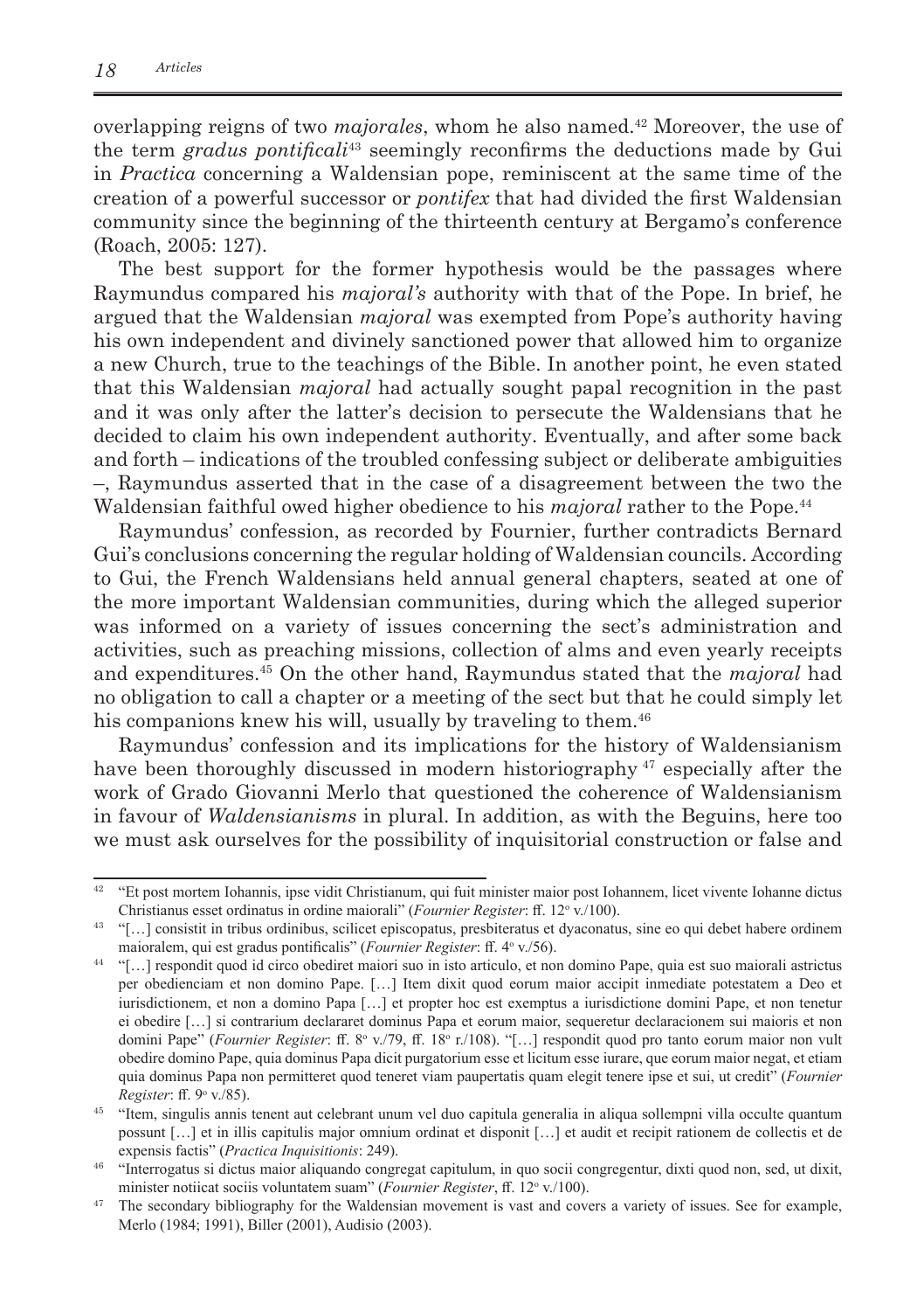overlapping reigns of two *majorales*, whom he also named.[42] Moreover, the use of the term *gradus pontificali*[43] seemingly reconfirms the deductions made by Gui in *Practica* concerning a Waldensian pope, reminiscent at the same time of the creation of a powerful successor or *pontifex* that had divided the first Waldensian community since the beginning of the thirteenth century at Bergamo's conference (Roach, 2005: 127).

The best support for the former hypothesis would be the passages where Raymundus compared his *majoral's* authority with that of the Pope. In brief, he argued that the Waldensian *majoral* was exempted from Pope's authority having his own independent and divinely sanctioned power that allowed him to organize a new Church, true to the teachings of the Bible. In another point, he even stated that this Waldensian *majoral* had actually sought papal recognition in the past and it was only after the latter's decision to persecute the Waldensians that he decided to claim his own independent authority. Eventually, and after some back and forth – indications of the troubled confessing subject or deliberate ambiguities –, Raymundus asserted that in the case of a disagreement between the two the Waldensian faithful owed higher obedience to his *majoral* rather to the Pope.[44]

Raymundus' confession, as recorded by Fournier, further contradicts Bernard Gui's conclusions concerning the regular holding of Waldensian councils. According to Gui, the French Waldensians held annual general chapters, seated at one of the more important Waldensian communities, during which the alleged superior was informed on a variety of issues concerning the sect's administration and activities, such as preaching missions, collection of alms and even yearly receipts and expenditures.[45] On the other hand, Raymundus stated that the *majoral* had no obligation to call a chapter or a meeting of the sect but that he could simply let his companions knew his will, usually by traveling to them.[46]

Raymundus' confession and its implications for the history of Waldensianism have been thoroughly discussed in modern historiography[47] especially after the work of Grado Giovanni Merlo that questioned the coherence of Waldensianism in favour of *Waldensianisms* in plural. In addition, as with the Beguins, here too we must ask ourselves for the possibility of inquisitorial construction or false and

---

[42] "Et post mortem Iohannis, ipse vidit Christianum, qui fuit minister maior post Iohannem, licet vivente Iohanne dictus Christianus esset ordinatus in ordine maiorali" (*Fournier Register*: ff. 12º v./100).

[43] "[…] consistit in tribus ordinibus, scilicet episcopatus, presbiteratus et dyaconatus, sine eo qui debet habere ordinem maioralem, qui est gradus pontificalis" (*Fournier Register*: ff. 4º v./56).

[44] "[…] respondit quod id circo obediret maiori suo in isto articulo, et non domino Pape, quia est suo maiorali astrictus per obedienciam et non domino Pape. […] Item dixit quod eorum maior accipit inmediate potestatem a Deo et iurisdictionem, et non a domino Papa […] et propter hoc est exemptus a iurisdictione domini Pape, et non tenetur ei obedire […] si contrarium declararet dominus Papa et eorum maior, sequeretur declaracionem sui maioris et non domini Pape" (*Fournier Register*: ff. 8º v./79, ff. 18º r./108). "[…] respondit quod pro tanto eorum maior non vult obedire domino Pape, quia dominus Papa dicit purgatorium esse et licitum esse iurare, que eorum maior negat, et etiam quia dominus Papa non permitteret quod teneret viam paupertatis quam elegit tenere ipse et sui, ut credit" (*Fournier Register*: ff. 9º v./85).

[45] "Item, singulis annis tenent aut celebrant unum vel duo capitula generalia in aliqua sollempni villa occulte quantum possunt […] et in illis capitulis maior omnium ordinat et disponit […] et audit et recipit rationem de collectis et de expensis factis" (*Practica Inquisitionis*: 249).

[46] "Interrogatus si dictus maior aliquando congregat capitulum, in quo socii congregentur, dixti quod non, sed, ut dixit, minister notiicat sociis voluntatem suam" (*Fournier Register*, ff. 12º v./100).

[47] The secondary bibliography for the Waldensian movement is vast and covers a variety of issues. See for example, Merlo (1984; 1991), Biller (2001), Audisio (2003).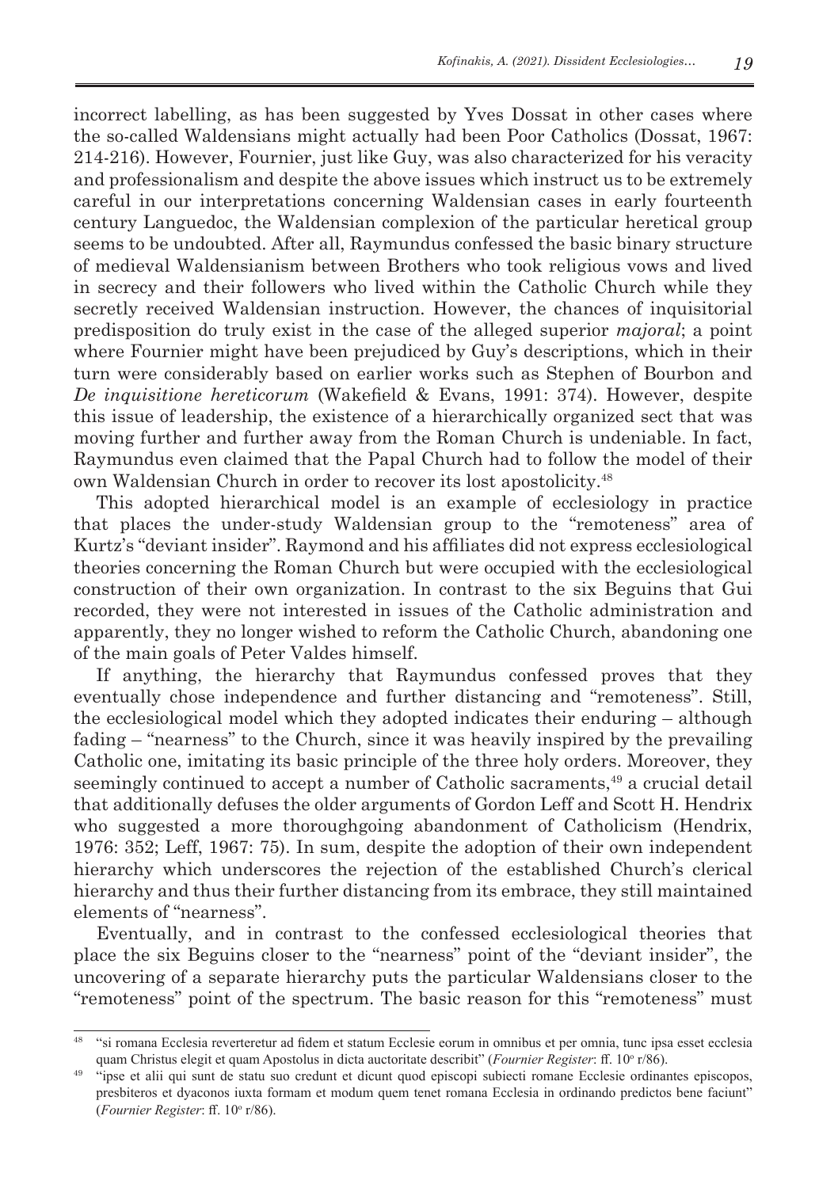incorrect labelling, as has been suggested by Yves Dossat in other cases where the so-called Waldensians might actually had been Poor Catholics (Dossat, 1967: 214-216). However, Fournier, just like Guy, was also characterized for his veracity and professionalism and despite the above issues which instruct us to be extremely careful in our interpretations concerning Waldensian cases in early fourteenth century Languedoc, the Waldensian complexion of the particular heretical group seems to be undoubted. After all, Raymundus confessed the basic binary structure of medieval Waldensianism between Brothers who took religious vows and lived in secrecy and their followers who lived within the Catholic Church while they secretly received Waldensian instruction. However, the chances of inquisitorial predisposition do truly exist in the case of the alleged superior *majoral*; a point where Fournier might have been prejudiced by Guy's descriptions, which in their turn were considerably based on earlier works such as Stephen of Bourbon and *De inquisitione hereticorum* (Wakefield & Evans, 1991: 374). However, despite this issue of leadership, the existence of a hierarchically organized sect that was moving further and further away from the Roman Church is undeniable. In fact, Raymundus even claimed that the Papal Church had to follow the model of their own Waldensian Church in order to recover its lost apostolicity.[48]

This adopted hierarchical model is an example of ecclesiology in practice that places the under-study Waldensian group to the "remoteness" area of Kurtz's "deviant insider". Raymond and his affiliates did not express ecclesiological theories concerning the Roman Church but were occupied with the ecclesiological construction of their own organization. In contrast to the six Beguins that Gui recorded, they were not interested in issues of the Catholic administration and apparently, they no longer wished to reform the Catholic Church, abandoning one of the main goals of Peter Valdes himself.

If anything, the hierarchy that Raymundus confessed proves that they eventually chose independence and further distancing and "remoteness". Still, the ecclesiological model which they adopted indicates their enduring – although fading – "nearness" to the Church, since it was heavily inspired by the prevailing Catholic one, imitating its basic principle of the three holy orders. Moreover, they seemingly continued to accept a number of Catholic sacraments,[49] a crucial detail that additionally defuses the older arguments of Gordon Leff and Scott H. Hendrix who suggested a more thoroughgoing abandonment of Catholicism (Hendrix, 1976: 352; Leff, 1967: 75). In sum, despite the adoption of their own independent hierarchy which underscores the rejection of the established Church's clerical hierarchy and thus their further distancing from its embrace, they still maintained elements of "nearness".

Eventually, and in contrast to the confessed ecclesiological theories that place the six Beguins closer to the "nearness" point of the "deviant insider", the uncovering of a separate hierarchy puts the particular Waldensians closer to the "remoteness" point of the spectrum. The basic reason for this "remoteness" must

---

[48] "si romana Ecclesia reverteretur ad fidem et statum Ecclesie eorum in omnibus et per omnia, tunc ipsa esset ecclesia quam Christus elegit et quam Apostolus in dicta auctoritate describit" (*Fournier Register*: ff. 10º r/86).

[49] "ipse et alii qui sunt de statu suo credunt et dicunt quod episcopi subiecti romane Ecclesie ordinantes episcopos, presbiteros et dyaconos iuxta formam et modum quem tenet romana Ecclesia in ordinando predictos bene faciunt" (*Fournier Register*: ff. 10º r/86).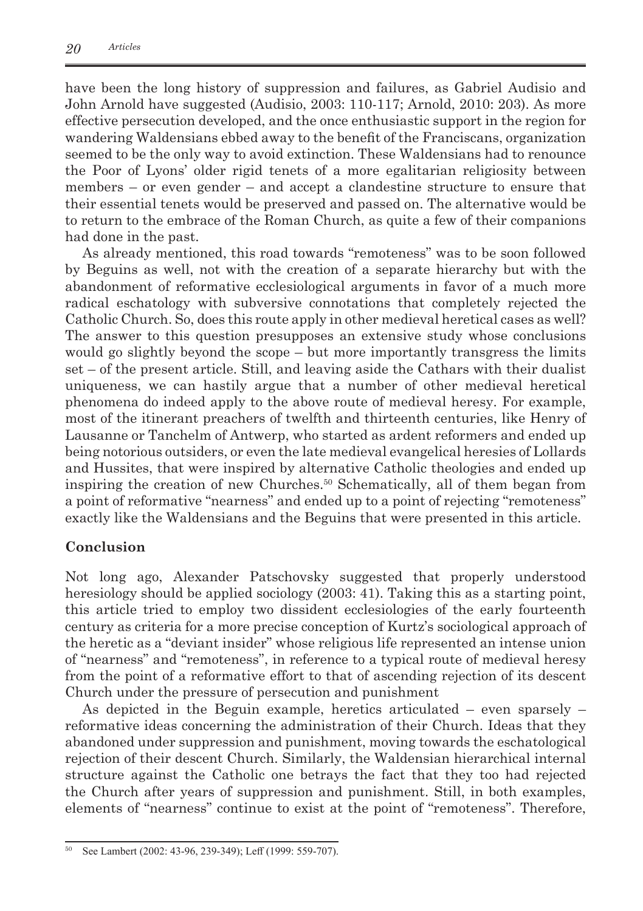have been the long history of suppression and failures, as Gabriel Audisio and John Arnold have suggested (Audisio, 2003: 110-117; Arnold, 2010: 203). As more effective persecution developed, and the once enthusiastic support in the region for wandering Waldensians ebbed away to the benefit of the Franciscans, organization seemed to be the only way to avoid extinction. These Waldensians had to renounce the Poor of Lyons' older rigid tenets of a more egalitarian religiosity between members – or even gender – and accept a clandestine structure to ensure that their essential tenets would be preserved and passed on. The alternative would be to return to the embrace of the Roman Church, as quite a few of their companions had done in the past.

As already mentioned, this road towards "remoteness" was to be soon followed by Beguins as well, not with the creation of a separate hierarchy but with the abandonment of reformative ecclesiological arguments in favor of a much more radical eschatology with subversive connotations that completely rejected the Catholic Church. So, does this route apply in other medieval heretical cases as well? The answer to this question presupposes an extensive study whose conclusions would go slightly beyond the scope – but more importantly transgress the limits set – of the present article. Still, and leaving aside the Cathars with their dualist uniqueness, we can hastily argue that a number of other medieval heretical phenomena do indeed apply to the above route of medieval heresy. For example, most of the itinerant preachers of twelfth and thirteenth centuries, like Henry of Lausanne or Tanchelm of Antwerp, who started as ardent reformers and ended up being notorious outsiders, or even the late medieval evangelical heresies of Lollards and Hussites, that were inspired by alternative Catholic theologies and ended up inspiring the creation of new Churches.[50] Schematically, all of them began from a point of reformative "nearness" and ended up to a point of rejecting "remoteness" exactly like the Waldensians and the Beguins that were presented in this article.

## Conclusion

Not long ago, Alexander Patschovsky suggested that properly understood heresiology should be applied sociology (2003: 41). Taking this as a starting point, this article tried to employ two dissident ecclesiologies of the early fourteenth century as criteria for a more precise conception of Kurtz's sociological approach of the heretic as a "deviant insider" whose religious life represented an intense union of "nearness" and "remoteness", in reference to a typical route of medieval heresy from the point of a reformative effort to that of ascending rejection of its descent Church under the pressure of persecution and punishment

As depicted in the Beguin example, heretics articulated – even sparsely – reformative ideas concerning the administration of their Church. Ideas that they abandoned under suppression and punishment, moving towards the eschatological rejection of their descent Church. Similarly, the Waldensian hierarchical internal structure against the Catholic one betrays the fact that they too had rejected the Church after years of suppression and punishment. Still, in both examples, elements of "nearness" continue to exist at the point of "remoteness". Therefore,

[50] See Lambert (2002: 43-96, 239-349); Leff (1999: 559-707).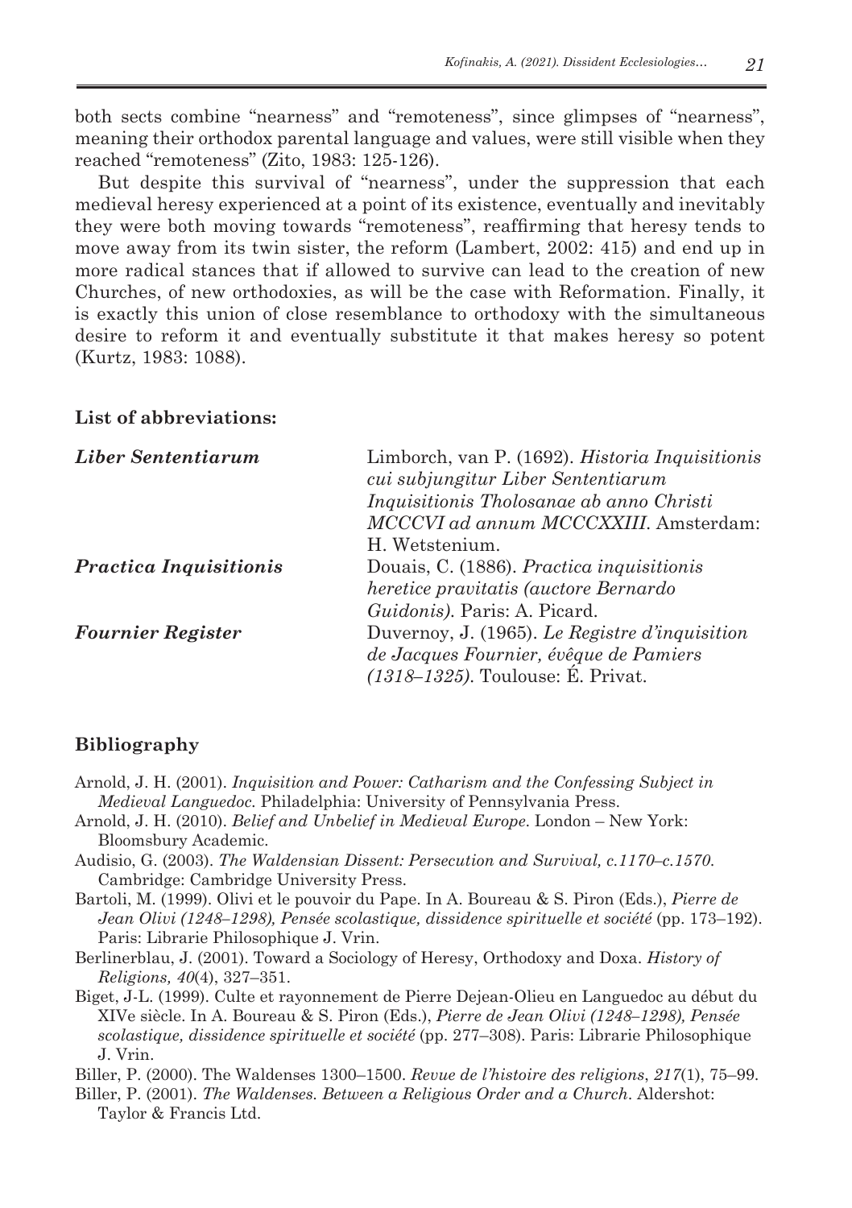both sects combine "nearness" and "remoteness", since glimpses of "nearness", meaning their orthodox parental language and values, were still visible when they reached "remoteness" (Zito, 1983: 125-126).

But despite this survival of "nearness", under the suppression that each medieval heresy experienced at a point of its existence, eventually and inevitably they were both moving towards "remoteness", reaffirming that heresy tends to move away from its twin sister, the reform (Lambert, 2002: 415) and end up in more radical stances that if allowed to survive can lead to the creation of new Churches, of new orthodoxies, as will be the case with Reformation. Finally, it is exactly this union of close resemblance to orthodoxy with the simultaneous desire to reform it and eventually substitute it that makes heresy so potent (Kurtz, 1983: 1088).

## List of abbreviations:

| | |
|---|---|
| ***Liber Sententiarum*** | Limborch, van P. (1692). *Historia Inquisitionis cui subjungitur Liber Sententiarum Inquisitionis Tholosanae ab anno Christi MCCCVI ad annum MCCCXXIII*. Amsterdam: H. Wetstenium. |
| ***Practica Inquisitionis*** | Douais, C. (1886). *Practica inquisitionis heretice pravitatis (auctore Bernardo Guidonis)*. Paris: A. Picard. |
| ***Fournier Register*** | Duvernoy, J. (1965). *Le Registre d'inquisition de Jacques Fournier, évêque de Pamiers (1318–1325)*. Toulouse: É. Privat. |

## Bibliography

Arnold, J. H. (2001). *Inquisition and Power: Catharism and the Confessing Subject in Medieval Languedoc*. Philadelphia: University of Pennsylvania Press.

Arnold, J. H. (2010). *Belief and Unbelief in Medieval Europe*. London – New York: Bloomsbury Academic.

Audisio, G. (2003). *The Waldensian Dissent: Persecution and Survival, c.1170–c.1570*. Cambridge: Cambridge University Press.

Bartoli, M. (1999). Olivi et le pouvoir du Pape. In A. Boureau & S. Piron (Eds.), *Pierre de Jean Olivi (1248–1298), Pensée scolastique, dissidence spirituelle et société* (pp. 173–192). Paris: Librarie Philosophique J. Vrin.

Berlinerblau, J. (2001). Toward a Sociology of Heresy, Orthodoxy and Doxa. *History of Religions, 40*(4), 327–351.

Biget, J-L. (1999). Culte et rayonnement de Pierre Dejean-Olieu en Languedoc au début du XIVe siècle. In A. Boureau & S. Piron (Eds.), *Pierre de Jean Olivi (1248–1298), Pensée scolastique, dissidence spirituelle et société* (pp. 277–308). Paris: Librarie Philosophique J. Vrin.

Biller, P. (2000). The Waldenses 1300–1500. *Revue de l'histoire des religions*, *217*(1), 75–99.

Biller, P. (2001). *The Waldenses. Between a Religious Order and a Church*. Aldershot: Taylor & Francis Ltd.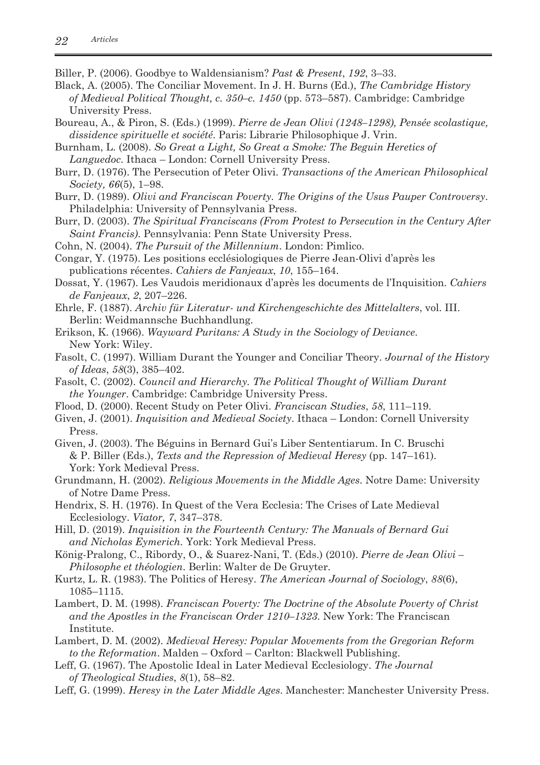Biller, P. (2006). Goodbye to Waldensianism? *Past & Present*, *192*, 3–33.

Black, A. (2005). The Conciliar Movement. In J. H. Burns (Ed.), *The Cambridge History of Medieval Political Thought, c. 350–c. 1450* (pp. 573–587). Cambridge: Cambridge University Press.

Boureau, A., & Piron, S. (Eds.) (1999). *Pierre de Jean Olivi (1248–1298), Pensée scolastique, dissidence spirituelle et société*. Paris: Librarie Philosophique J. Vrin.

Burnham, L. (2008). *So Great a Light, So Great a Smoke: The Beguin Heretics of Languedoc*. Ithaca – London: Cornell University Press.

Burr, D. (1976). The Persecution of Peter Olivi. *Transactions of the American Philosophical Society, 66*(5), 1–98.

Burr, D. (1989). *Olivi and Franciscan Poverty. The Origins of the Usus Pauper Controversy*. Philadelphia: University of Pennsylvania Press.

Burr, D. (2003). *The Spiritual Franciscans (From Protest to Persecution in the Century After Saint Francis)*. Pennsylvania: Penn State University Press.

Cohn, N. (2004). *The Pursuit of the Millennium*. London: Pimlico.

Congar, Y. (1975). Les positions ecclésiologiques de Pierre Jean-Olivi d'après les publications récentes. *Cahiers de Fanjeaux*, *10*, 155–164.

Dossat, Y. (1967). Les Vaudois meridionaux d'après les documents de l'Inquisition. *Cahiers de Fanjeaux*, *2*, 207–226.

Ehrle, F. (1887). *Archiv für Literatur- und Kirchengeschichte des Mittelalters*, vol. III. Berlin: Weidmannsche Buchhandlung.

Erikson, K. (1966). *Wayward Puritans: A Study in the Sociology of Deviance*. New York: Wiley.

Fasolt, C. (1997). William Durant the Younger and Conciliar Theory. *Journal of the History of Ideas*, *58*(3), 385–402.

Fasolt, C. (2002). *Council and Hierarchy. The Political Thought of William Durant the Younger*. Cambridge: Cambridge University Press.

Flood, D. (2000). Recent Study on Peter Olivi. *Franciscan Studies*, *58*, 111–119.

Given, J. (2001). *Inquisition and Medieval Society*. Ithaca – London: Cornell University Press.

Given, J. (2003). The Béguins in Bernard Gui's Liber Sententiarum. In C. Bruschi & P. Biller (Eds.), *Texts and the Repression of Medieval Heresy* (pp. 147–161). York: York Medieval Press.

Grundmann, H. (2002). *Religious Movements in the Middle Ages*. Notre Dame: University of Notre Dame Press.

Hendrix, S. H. (1976). In Quest of the Vera Ecclesia: The Crises of Late Medieval Ecclesiology. *Viator, 7*, 347–378.

Hill, D. (2019). *Inquisition in the Fourteenth Century: The Manuals of Bernard Gui and Nicholas Eymerich*. York: York Medieval Press.

König-Pralong, C., Ribordy, O., & Suarez-Nani, T. (Eds.) (2010). *Pierre de Jean Olivi – Philosophe et théologien*. Berlin: Walter de De Gruyter.

Kurtz, L. R. (1983). The Politics of Heresy. *The American Journal of Sociology*, *88*(6), 1085–1115.

Lambert, D. M. (1998). *Franciscan Poverty: The Doctrine of the Absolute Poverty of Christ and the Apostles in the Franciscan Order 1210–1323*. New York: The Franciscan Institute.

Lambert, D. M. (2002). *Medieval Heresy: Popular Movements from the Gregorian Reform to the Reformation*. Malden – Oxford – Carlton: Blackwell Publishing.

Leff, G. (1967). The Apostolic Ideal in Later Medieval Ecclesiology. *The Journal of Theological Studies*, *8*(1), 58–82.

Leff, G. (1999). *Heresy in the Later Middle Ages*. Manchester: Manchester University Press.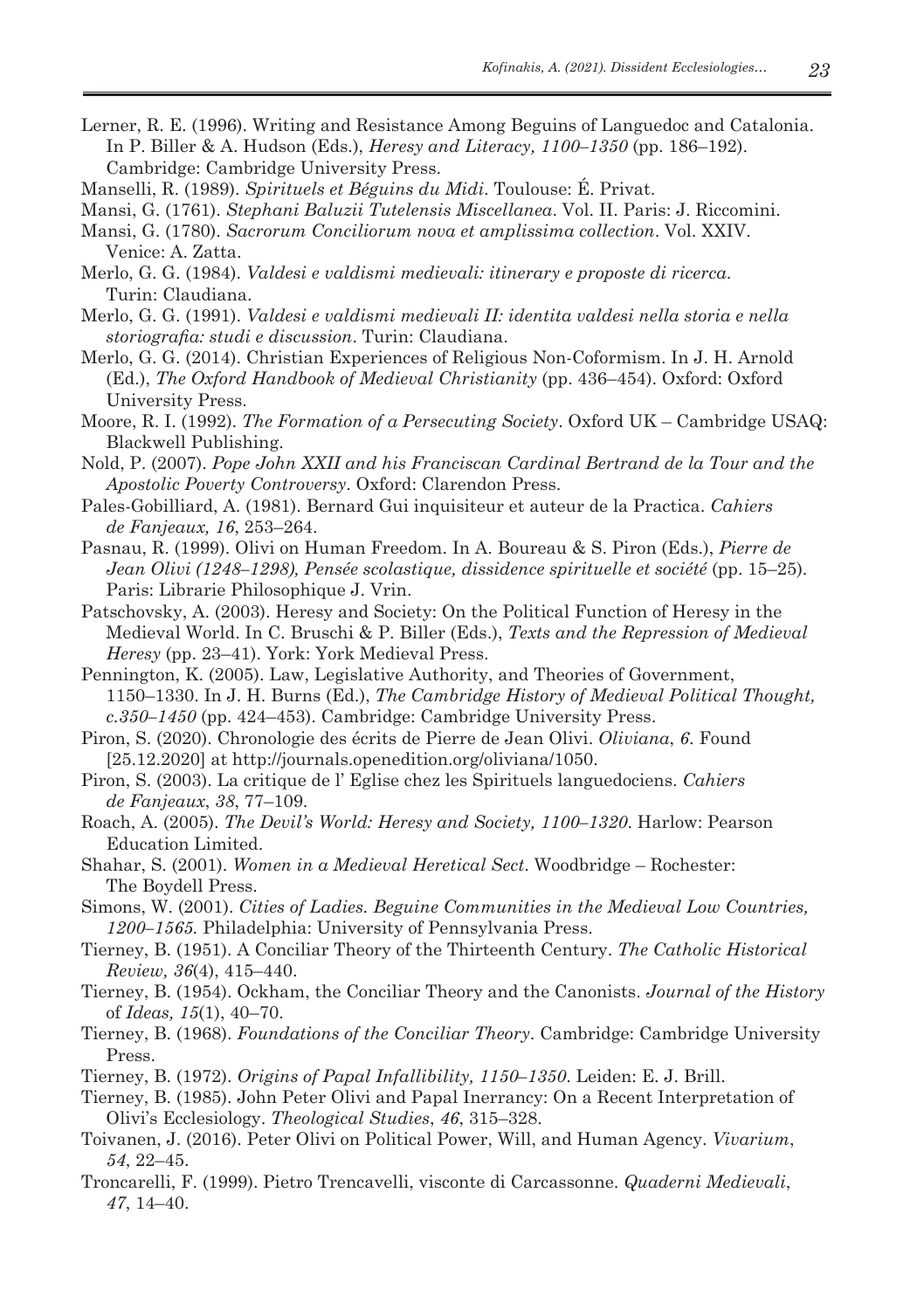Lerner, R. E. (1996). Writing and Resistance Among Beguins of Languedoc and Catalonia. In P. Biller & A. Hudson (Eds.), *Heresy and Literacy, 1100–1350* (pp. 186–192). Cambridge: Cambridge University Press.

Manselli, R. (1989). *Spirituels et Béguins du Midi*. Toulouse: É. Privat.

Mansi, G. (1761). *Stephani Baluzii Tutelensis Miscellanea*. Vol. II. Paris: J. Riccomini.

Mansi, G. (1780). *Sacrorum Conciliorum nova et amplissima collection*. Vol. XXIV. Venice: A. Zatta.

Merlo, G. G. (1984). *Valdesi e valdismi medievali: itinerary e proposte di ricerca*. Turin: Claudiana.

Merlo, G. G. (1991). *Valdesi e valdismi medievali II: identita valdesi nella storia e nella storiografia: studi e discussion*. Turin: Claudiana.

Merlo, G. G. (2014). Christian Experiences of Religious Non-Coformism. In J. H. Arnold (Ed.), *The Oxford Handbook of Medieval Christianity* (pp. 436–454). Oxford: Oxford University Press.

Moore, R. I. (1992). *The Formation of a Persecuting Society*. Oxford UK – Cambridge USAQ: Blackwell Publishing.

Nold, P. (2007). *Pope John XXII and his Franciscan Cardinal Bertrand de la Tour and the Apostolic Poverty Controversy*. Oxford: Clarendon Press.

Pales-Gobilliard, A. (1981). Bernard Gui inquisiteur et auteur de la Practica. *Cahiers de Fanjeaux, 16*, 253–264.

Pasnau, R. (1999). Olivi on Human Freedom. In A. Boureau & S. Piron (Eds.), *Pierre de Jean Olivi (1248–1298), Pensée scolastique, dissidence spirituelle et société* (pp. 15–25). Paris: Librarie Philosophique J. Vrin.

Patschovsky, A. (2003). Heresy and Society: On the Political Function of Heresy in the Medieval World. In C. Bruschi & P. Biller (Eds.), *Texts and the Repression of Medieval Heresy* (pp. 23–41). York: York Medieval Press.

Pennington, K. (2005). Law, Legislative Authority, and Theories of Government, 1150–1330. In J. H. Burns (Ed.), *The Cambridge History of Medieval Political Thought, c.350–1450* (pp. 424–453). Cambridge: Cambridge University Press.

Piron, S. (2020). Chronologie des écrits de Pierre de Jean Olivi. *Oliviana*, *6*. Found [25.12.2020] at http://journals.openedition.org/oliviana/1050.

Piron, S. (2003). La critique de l' Eglise chez les Spirituels languedociens. *Cahiers de Fanjeaux*, *38*, 77–109.

Roach, A. (2005). *The Devil's World: Heresy and Society, 1100–1320*. Harlow: Pearson Education Limited.

Shahar, S. (2001). *Women in a Medieval Heretical Sect*. Woodbridge – Rochester: The Boydell Press.

Simons, W. (2001). *Cities of Ladies. Beguine Communities in the Medieval Low Countries, 1200–1565.* Philadelphia: University of Pennsylvania Press.

Tierney, B. (1951). A Conciliar Theory of the Thirteenth Century. *The Catholic Historical Review, 36*(4), 415–440.

Tierney, B. (1954). Ockham, the Conciliar Theory and the Canonists. *Journal of the History* of *Ideas, 15*(1), 40–70.

Tierney, B. (1968). *Foundations of the Conciliar Theory*. Cambridge: Cambridge University Press.

Tierney, B. (1972). *Origins of Papal Infallibility, 1150–1350*. Leiden: E. J. Brill.

Tierney, B. (1985). John Peter Olivi and Papal Inerrancy: On a Recent Interpretation of Olivi's Ecclesiology. *Theological Studies*, *46*, 315–328.

Toivanen, J. (2016). Peter Olivi on Political Power, Will, and Human Agency. *Vivarium*, *54*, 22–45.

Troncarelli, F. (1999). Pietro Trencavelli, visconte di Carcassonne. *Quaderni Medievali*, *47*, 14–40.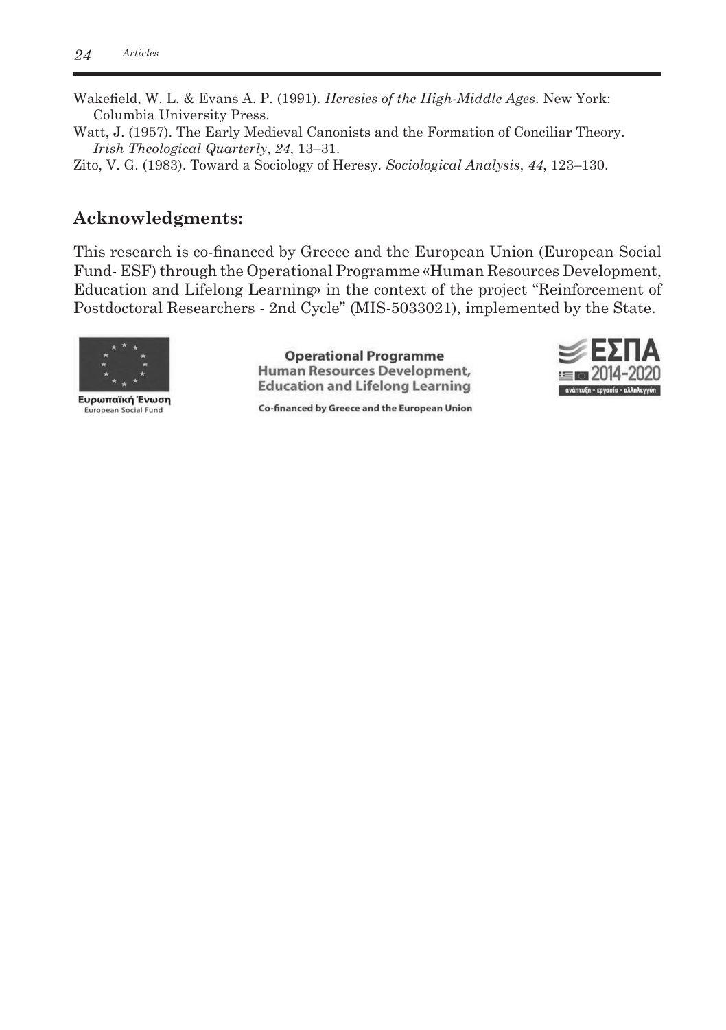Wakefield, W. L. & Evans A. P. (1991). *Heresies of the High-Middle Ages*. New York: Columbia University Press.

Watt, J. (1957). The Early Medieval Canonists and the Formation of Conciliar Theory. *Irish Theological Quarterly*, *24*, 13–31.

Zito, V. G. (1983). Toward a Sociology of Heresy. *Sociological Analysis*, *44*, 123–130.

## Acknowledgments:

This research is co-financed by Greece and the European Union (European Social Fund- ESF) through the Operational Programme «Human Resources Development, Education and Lifelong Learning» in the context of the project "Reinforcement of Postdoctoral Researchers - 2nd Cycle" (MIS-5033021), implemented by the State.

Ευρωπαϊκή Ένωση
European Social Fund

**Operational Programme**
**Human Resources Development, Education and Lifelong Learning**
**Co-financed by Greece and the European Union**

ΕΣΠΑ 2014-2020
ανάπτυξη - εργασία - αλληλεγγύη